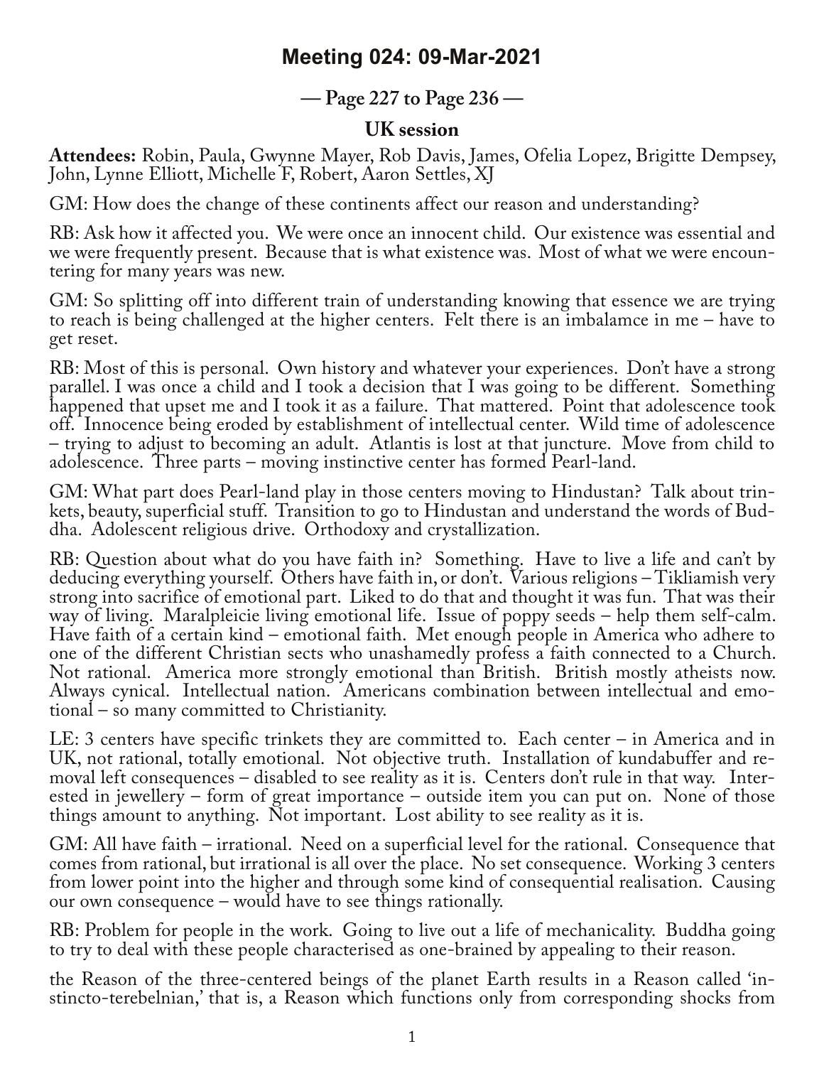# Meeting 024: 09-Mar-2021

## — Page 227 to Page 236 —

### UK session

**Attendees:** Robin, Paula, Gwynne Mayer, Rob Davis, James, Ofelia Lopez, Brigitte Dempsey, John, Lynne Elliott, Michelle F, Robert, Aaron Settles, XJ

GM: How does the change of these continents affect our reason and understanding?

RB: Ask how it affected you. We were once an innocent child. Our existence was essential and we were frequently present. Because that is what existence was. Most of what we were encountering for many years was new.

GM: So splitting off into different train of understanding knowing that essence we are trying to reach is being challenged at the higher centers. Felt there is an imbalamce in me – have to get reset.

RB: Most of this is personal. Own history and whatever your experiences. Don't have a strong parallel. I was once a child and I took a decision that I was going to be different. Something happened that upset me and I took it as a failure. That mattered. Point that adolescence took off. Innocence being eroded by establishment of intellectual center. Wild time of adolescence – trying to adjust to becoming an adult. Atlantis is lost at that juncture. Move from child to adolescence. Three parts – moving instinctive center has formed Pearl-land.

GM: What part does Pearl-land play in those centers moving to Hindustan? Talk about trinkets, beauty, superficial stuff. Transition to go to Hindustan and understand the words of Buddha. Adolescent religious drive. Orthodoxy and crystallization.

RB: Question about what do you have faith in? Something. Have to live a life and can't by deducing everything yourself. Others have faith in, or don't. Various religions – Tikliamish very strong into sacrifice of emotional part. Liked to do that and thought it was fun. That was their way of living. Maralpleicie living emotional life. Issue of poppy seeds – help them self-calm. Have faith of a certain kind – emotional faith. Met enough people in America who adhere to one of the different Christian sects who unashamedly profess a faith connected to a Church. Not rational. America more strongly emotional than British. British mostly atheists now. Always cynical. Intellectual nation. Americans combination between intellectual and emotional – so many committed to Christianity.

LE: 3 centers have specific trinkets they are committed to. Each center – in America and in UK, not rational, totally emotional. Not objective truth. Installation of kundabuffer and removal left consequences – disabled to see reality as it is. Centers don't rule in that way. Interested in jewellery – form of great importance – outside item you can put on. None of those things amount to anything. Not important. Lost ability to see reality as it is.

GM: All have faith – irrational. Need on a superficial level for the rational. Consequence that comes from rational, but irrational is all over the place. No set consequence. Working 3 centers from lower point into the higher and through some kind of consequential realisation. Causing our own consequence – would have to see things rationally.

RB: Problem for people in the work. Going to live out a life of mechanicality. Buddha going to try to deal with these people characterised as one-brained by appealing to their reason.

the Reason of the three-centered beings of the planet Earth results in a Reason called 'instincto-terebelnian,' that is, a Reason which functions only from corresponding shocks from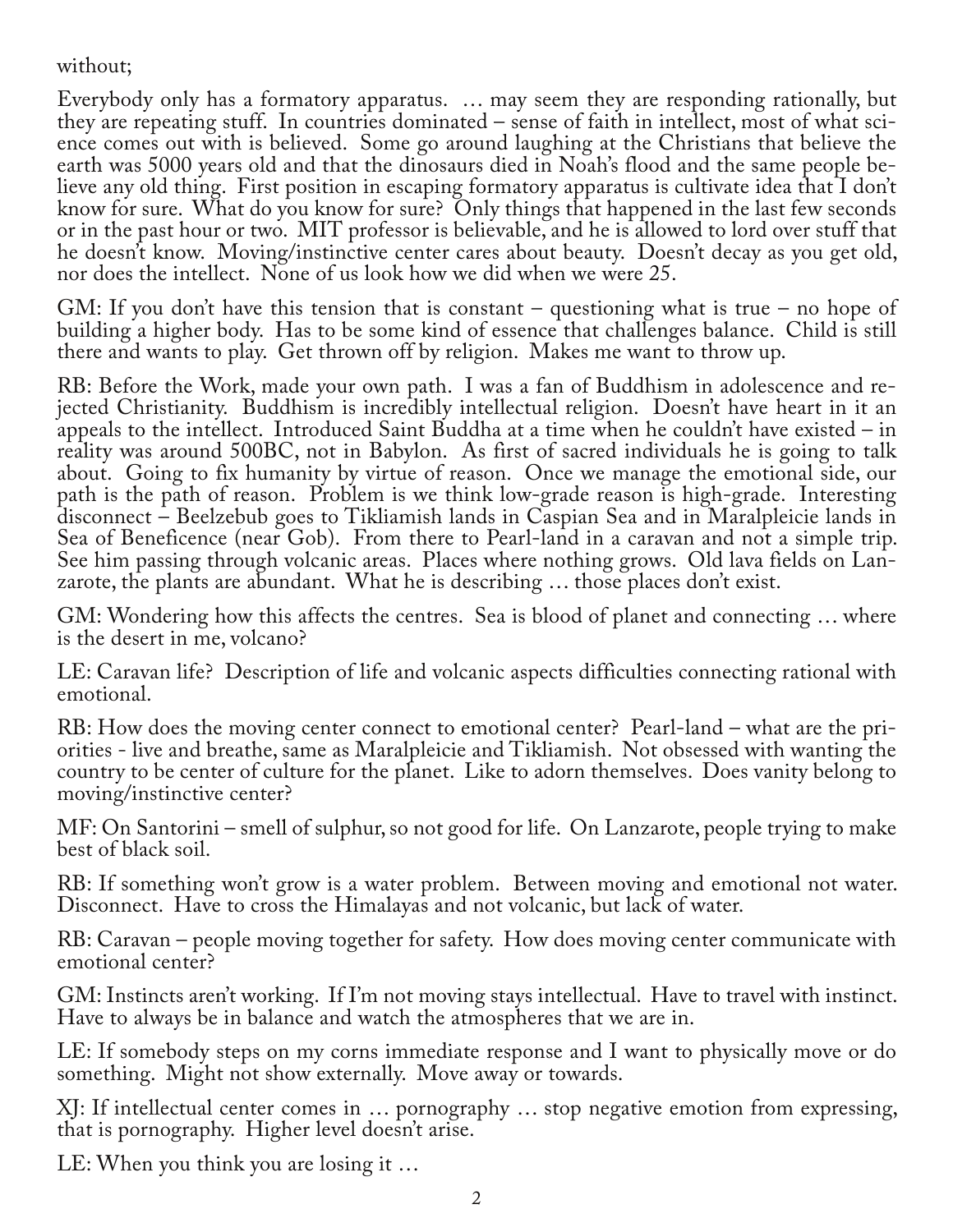without;

Everybody only has a formatory apparatus. … may seem they are responding rationally, but they are repeating stuff. In countries dominated – sense of faith in intellect, most of what science comes out with is believed. Some go around laughing at the Christians that believe the earth was 5000 years old and that the dinosaurs died in Noah's flood and the same people believe any old thing. First position in escaping formatory apparatus is cultivate idea that I don't know for sure. What do you know for sure? Only things that happened in the last few seconds or in the past hour or two. MIT professor is believable, and he is allowed to lord over stuff that he doesn't know. Moving/instinctive center cares about beauty. Doesn't decay as you get old, nor does the intellect. None of us look how we did when we were 25.

GM: If you don't have this tension that is constant – questioning what is true – no hope of building a higher body. Has to be some kind of essence that challenges balance. Child is still there and wants to play. Get thrown off by religion. Makes me want to throw up.

RB: Before the Work, made your own path. I was a fan of Buddhism in adolescence and rejected Christianity. Buddhism is incredibly intellectual religion. Doesn't have heart in it an appeals to the intellect. Introduced Saint Buddha at a time when he couldn't have existed – in reality was around 500BC, not in Babylon. As first of sacred individuals he is going to talk about. Going to fix humanity by virtue of reason. Once we manage the emotional side, our path is the path of reason. Problem is we think low-grade reason is high-grade. Interesting disconnect – Beelzebub goes to Tikliamish lands in Caspian Sea and in Maralpleicie lands in Sea of Beneficence (near Gob). From there to Pearl-land in a caravan and not a simple trip. See him passing through volcanic areas. Places where nothing grows. Old lava fields on Lanzarote, the plants are abundant. What he is describing … those places don't exist.

GM: Wondering how this affects the centres. Sea is blood of planet and connecting … where is the desert in me, volcano?

LE: Caravan life? Description of life and volcanic aspects difficulties connecting rational with emotional.

RB: How does the moving center connect to emotional center? Pearl-land – what are the priorities - live and breathe, same as Maralpleicie and Tikliamish. Not obsessed with wanting the country to be center of culture for the planet. Like to adorn themselves. Does vanity belong to moving/instinctive center?

MF: On Santorini – smell of sulphur, so not good for life. On Lanzarote, people trying to make best of black soil.

RB: If something won't grow is a water problem. Between moving and emotional not water. Disconnect. Have to cross the Himalayas and not volcanic, but lack of water.

RB: Caravan – people moving together for safety. How does moving center communicate with emotional center?

GM: Instincts aren't working. If I'm not moving stays intellectual. Have to travel with instinct. Have to always be in balance and watch the atmospheres that we are in.

LE: If somebody steps on my corns immediate response and I want to physically move or do something. Might not show externally. Move away or towards.

XJ: If intellectual center comes in … pornography … stop negative emotion from expressing, that is pornography. Higher level doesn't arise.

LE: When you think you are losing it …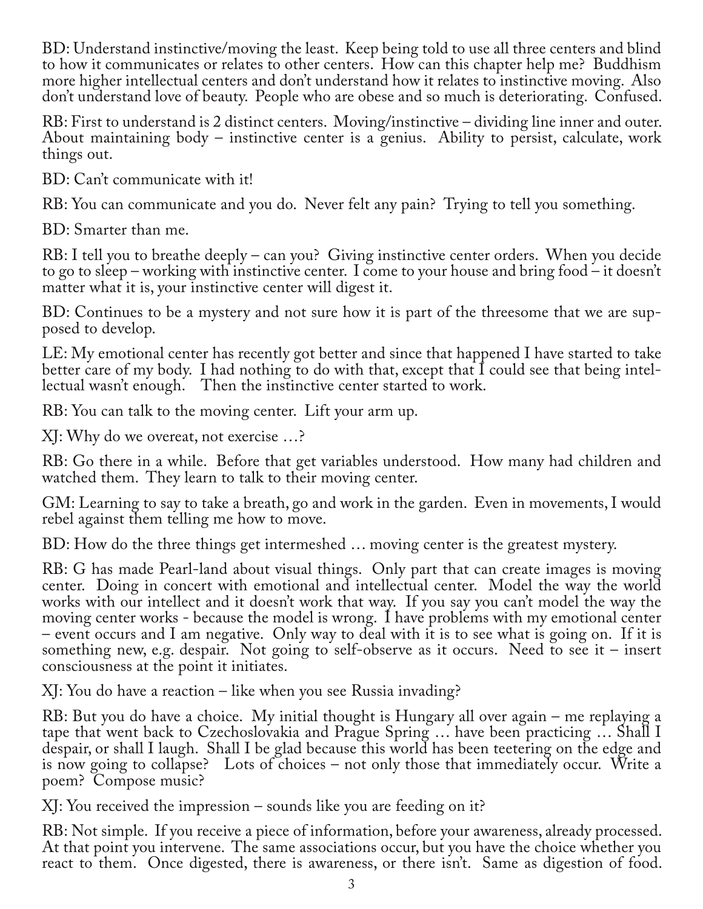BD: Understand instinctive/moving the least. Keep being told to use all three centers and blind to how it communicates or relates to other centers. How can this chapter help me? Buddhism more higher intellectual centers and don't understand how it relates to instinctive moving. Also don't understand love of beauty. People who are obese and so much is deteriorating. Confused.

RB: First to understand is 2 distinct centers. Moving/instinctive – dividing line inner and outer. About maintaining body – instinctive center is a genius. Ability to persist, calculate, work things out.

BD: Can't communicate with it!

RB: You can communicate and you do. Never felt any pain? Trying to tell you something.

BD: Smarter than me.

RB: I tell you to breathe deeply – can you? Giving instinctive center orders. When you decide to go to sleep – working with instinctive center. I come to your house and bring food – it doesn't matter what it is, your instinctive center will digest it.

BD: Continues to be a mystery and not sure how it is part of the threesome that we are supposed to develop.

LE: My emotional center has recently got better and since that happened I have started to take better care of my body. I had nothing to do with that, except that I could see that being intellectual wasn't enough. Then the instinctive center started to work.

RB: You can talk to the moving center. Lift your arm up.

XJ: Why do we overeat, not exercise …?

RB: Go there in a while. Before that get variables understood. How many had children and watched them. They learn to talk to their moving center.

GM: Learning to say to take a breath, go and work in the garden. Even in movements, I would rebel against them telling me how to move.

BD: How do the three things get intermeshed … moving center is the greatest mystery.

RB: G has made Pearl-land about visual things. Only part that can create images is moving center. Doing in concert with emotional and intellectual center. Model the way the world works with our intellect and it doesn't work that way. If you say you can't model the way the moving center works - because the model is wrong. I have problems with my emotional center – event occurs and I am negative. Only way to deal with it is to see what is going on. If it is something new, e.g. despair. Not going to self-observe as it occurs. Need to see it – insert consciousness at the point it initiates.

XJ: You do have a reaction – like when you see Russia invading?

RB: But you do have a choice. My initial thought is Hungary all over again – me replaying a tape that went back to Czechoslovakia and Prague Spring … have been practicing … Shall I despair, or shall I laugh. Shall I be glad because this world has been teetering on the edge and is now going to collapse? Lots of choices – not only those that immediately occur. Write a poem? Compose music?

XJ: You received the impression – sounds like you are feeding on it?

RB: Not simple. If you receive a piece of information, before your awareness, already processed. At that point you intervene. The same associations occur, but you have the choice whether you react to them. Once digested, there is awareness, or there isn't. Same as digestion of food.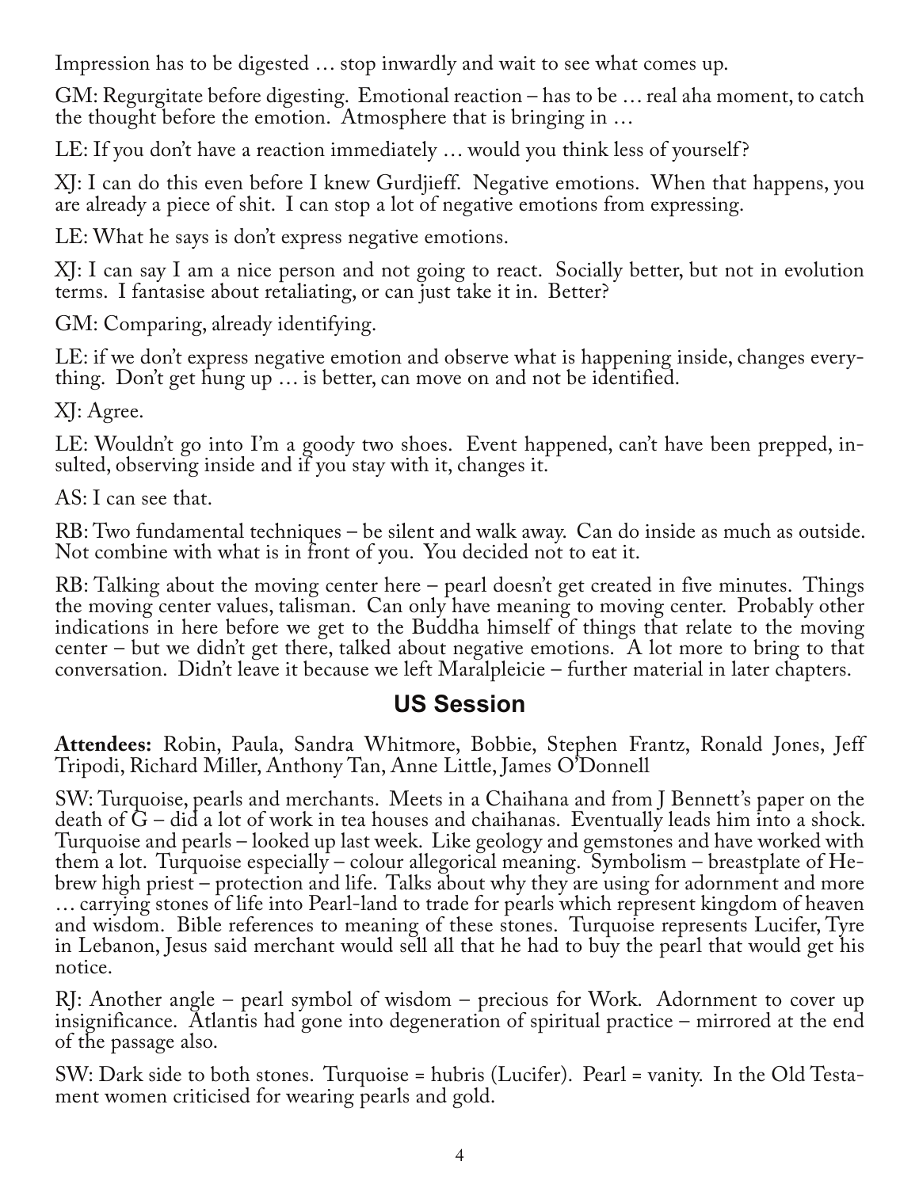Impression has to be digested … stop inwardly and wait to see what comes up.

GM: Regurgitate before digesting. Emotional reaction – has to be … real aha moment, to catch the thought before the emotion. Atmosphere that is bringing in …

LE: If you don't have a reaction immediately … would you think less of yourself?

XJ: I can do this even before I knew Gurdjieff. Negative emotions. When that happens, you are already a piece of shit. I can stop a lot of negative emotions from expressing.

LE: What he says is don't express negative emotions.

XJ: I can say I am a nice person and not going to react. Socially better, but not in evolution terms. I fantasise about retaliating, or can just take it in. Better?

GM: Comparing, already identifying.

LE: if we don't express negative emotion and observe what is happening inside, changes everything. Don't get hung up … is better, can move on and not be identified.

XJ: Agree.

LE: Wouldn't go into I'm a goody two shoes. Event happened, can't have been prepped, insulted, observing inside and if you stay with it, changes it.

AS: I can see that.

RB: Two fundamental techniques – be silent and walk away. Can do inside as much as outside. Not combine with what is in front of you. You decided not to eat it.

RB: Talking about the moving center here – pearl doesn't get created in five minutes. Things the moving center values, talisman. Can only have meaning to moving center. Probably other indications in here before we get to the Buddha himself of things that relate to the moving center – but we didn't get there, talked about negative emotions. A lot more to bring to that conversation. Didn't leave it because we left Maralpleicie – further material in later chapters.

## US Session

**Attendees:** Robin, Paula, Sandra Whitmore, Bobbie, Stephen Frantz, Ronald Jones, Jeff Tripodi, Richard Miller, Anthony Tan, Anne Little, James O'Donnell

SW: Turquoise, pearls and merchants. Meets in a Chaihana and from J Bennett's paper on the death of G – did a lot of work in tea houses and chaihanas. Eventually leads him into a shock. Turquoise and pearls – looked up last week. Like geology and gemstones and have worked with them a lot. Turquoise especially – colour allegorical meaning. Symbolism – breastplate of Hebrew high priest – protection and life. Talks about why they are using for adornment and more … carrying stones of life into Pearl-land to trade for pearls which represent kingdom of heaven and wisdom. Bible references to meaning of these stones. Turquoise represents Lucifer, Tyre in Lebanon, Jesus said merchant would sell all that he had to buy the pearl that would get his notice.

RJ: Another angle – pearl symbol of wisdom – precious for Work. Adornment to cover up insignificance. Atlantis had gone into degeneration of spiritual practice – mirrored at the end of the passage also.

SW: Dark side to both stones. Turquoise = hubris (Lucifer). Pearl = vanity. In the Old Testament women criticised for wearing pearls and gold.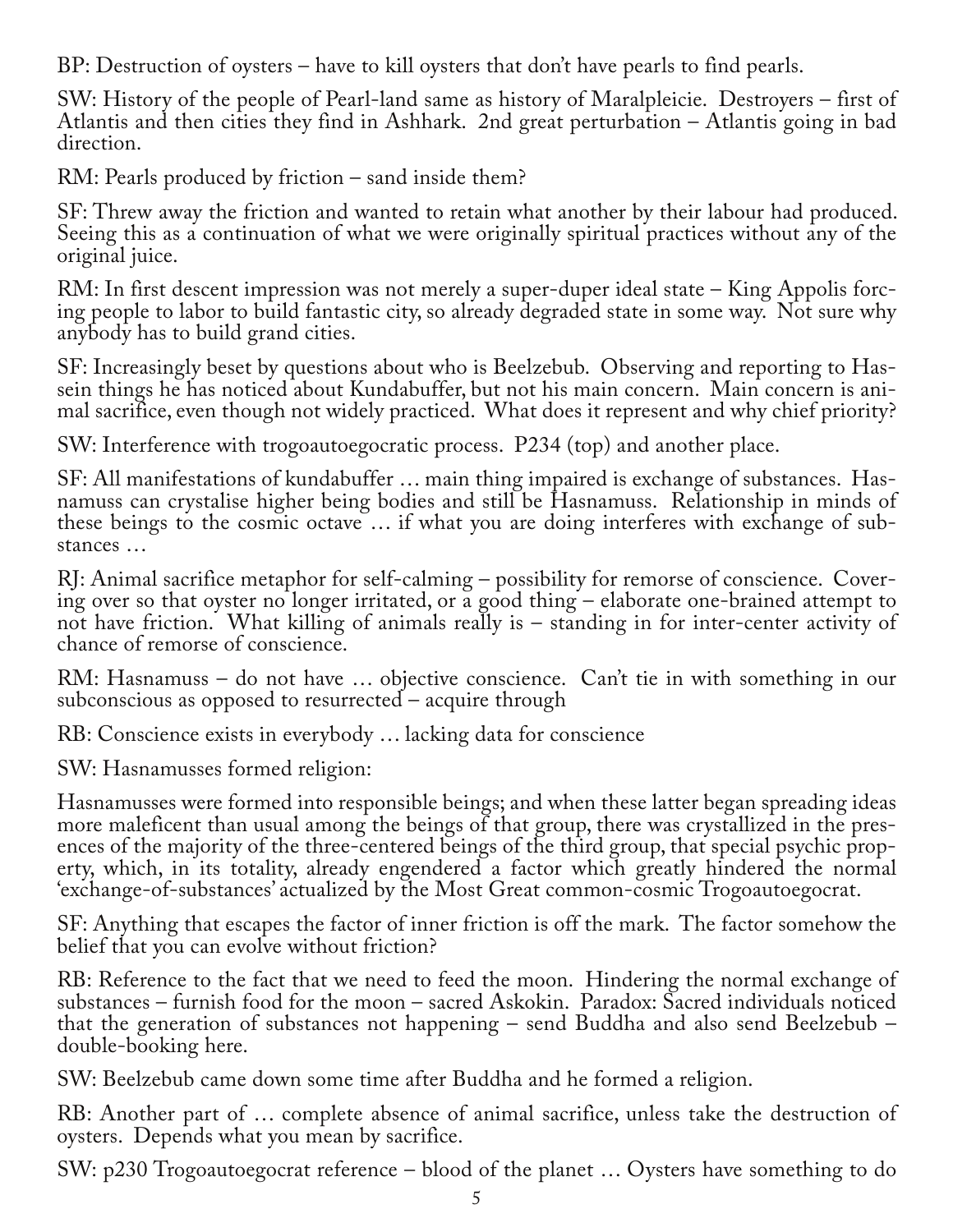BP: Destruction of oysters – have to kill oysters that don't have pearls to find pearls.

SW: History of the people of Pearl-land same as history of Maralpleicie. Destroyers – first of Atlantis and then cities they find in Ashhark. 2nd great perturbation – Atlantis going in bad direction.

RM: Pearls produced by friction – sand inside them?

SF: Threw away the friction and wanted to retain what another by their labour had produced. Seeing this as a continuation of what we were originally spiritual practices without any of the original juice.

RM: In first descent impression was not merely a super-duper ideal state – King Appolis forcing people to labor to build fantastic city, so already degraded state in some way. Not sure why anybody has to build grand cities.

SF: Increasingly beset by questions about who is Beelzebub. Observing and reporting to Hassein things he has noticed about Kundabuffer, but not his main concern. Main concern is animal sacrifice, even though not widely practiced. What does it represent and why chief priority?

SW: Interference with trogoautoegocratic process. P234 (top) and another place.

SF: All manifestations of kundabuffer … main thing impaired is exchange of substances. Hasnamuss can crystalise higher being bodies and still be Hasnamuss. Relationship in minds of these beings to the cosmic octave … if what you are doing interferes with exchange of substances …

RJ: Animal sacrifice metaphor for self-calming – possibility for remorse of conscience. Covering over so that oyster no longer irritated, or a good thing – elaborate one-brained attempt to not have friction. What killing of animals really is – standing in for inter-center activity of chance of remorse of conscience.

RM: Hasnamuss – do not have … objective conscience. Can't tie in with something in our subconscious as opposed to resurrected – acquire through

RB: Conscience exists in everybody … lacking data for conscience

SW: Hasnamusses formed religion:

Hasnamusses were formed into responsible beings; and when these latter began spreading ideas more maleficent than usual among the beings of that group, there was crystallized in the presences of the majority of the three-centered beings of the third group, that special psychic property, which, in its totality, already engendered a factor which greatly hindered the normal 'exchange-of-substances' actualized by the Most Great common-cosmic Trogoautoegocrat.

SF: Anything that escapes the factor of inner friction is off the mark. The factor somehow the belief that you can evolve without friction?

RB: Reference to the fact that we need to feed the moon. Hindering the normal exchange of substances – furnish food for the moon – sacred Askokin. Paradox: Sacred individuals noticed that the generation of substances not happening – send Buddha and also send Beelzebub – double-booking here.

SW: Beelzebub came down some time after Buddha and he formed a religion.

RB: Another part of … complete absence of animal sacrifice, unless take the destruction of oysters. Depends what you mean by sacrifice.

SW: p230 Trogoautoegocrat reference – blood of the planet … Oysters have something to do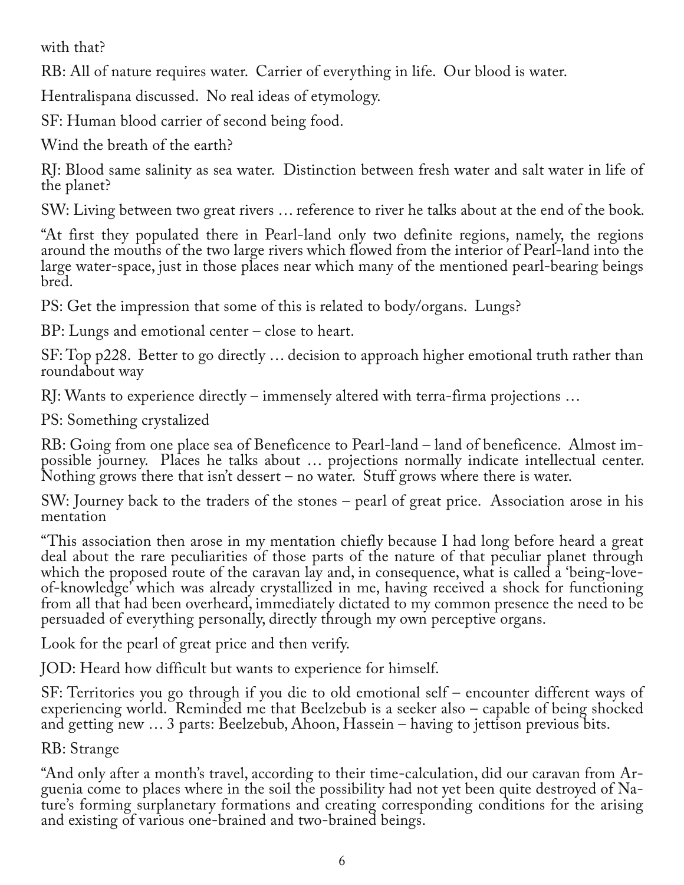with that?

RB: All of nature requires water. Carrier of everything in life. Our blood is water.

Hentralispana discussed. No real ideas of etymology.

SF: Human blood carrier of second being food.

Wind the breath of the earth?

RJ: Blood same salinity as sea water. Distinction between fresh water and salt water in life of the planet?

SW: Living between two great rivers … reference to river he talks about at the end of the book.

"At first they populated there in Pearl-land only two definite regions, namely, the regions around the mouths of the two large rivers which flowed from the interior of Pearl-land into the large water-space, just in those places near which many of the mentioned pearl-bearing beings bred.

PS: Get the impression that some of this is related to body/organs. Lungs?

BP: Lungs and emotional center – close to heart.

SF: Top p228. Better to go directly … decision to approach higher emotional truth rather than roundabout way

RJ: Wants to experience directly – immensely altered with terra-firma projections …

PS: Something crystalized

RB: Going from one place sea of Beneficence to Pearl-land – land of beneficence. Almost impossible journey. Places he talks about … projections normally indicate intellectual center. Nothing grows there that isn't dessert – no water. Stuff grows where there is water.

SW: Journey back to the traders of the stones – pearl of great price. Association arose in his mentation

"This association then arose in my mentation chiefly because I had long before heard a great deal about the rare peculiarities of those parts of the nature of that peculiar planet through which the proposed route of the caravan lay and, in consequence, what is called a 'being-love-of-knowledge' which was already crystallized in me, having received a shock for functioning from all that had been overheard, immediately dictated to my common presence the need to be persuaded of everything personally, directly through my own perceptive organs.

Look for the pearl of great price and then verify.

JOD: Heard how difficult but wants to experience for himself.

SF: Territories you go through if you die to old emotional self – encounter different ways of experiencing world. Reminded me that Beelzebub is a seeker also – capable of being shocked and getting new … 3 parts: Beelzebub, Ahoon, Hassein – having to jettison previous bits.

RB: Strange

"And only after a month's travel, according to their time-calculation, did our caravan from Arguenia come to places where in the soil the possibility had not yet been quite destroyed of Nature's forming surplanetary formations and creating corresponding conditions for the arising and existing of various one-brained and two-brained beings.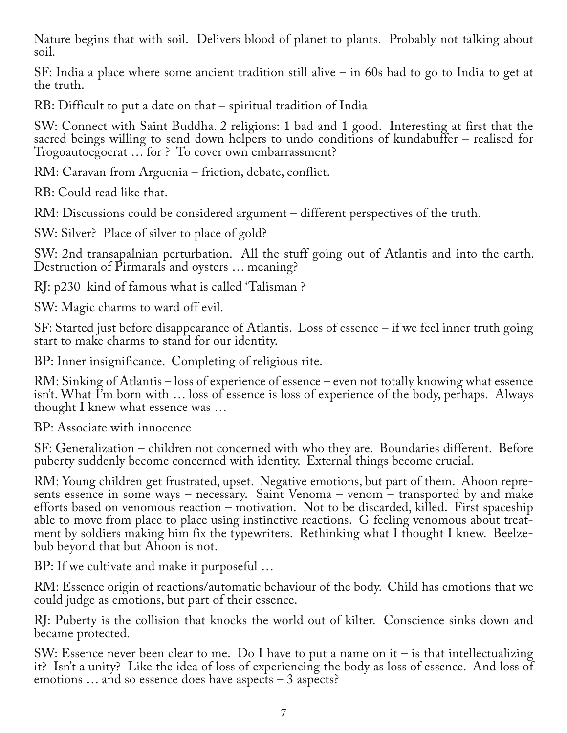Nature begins that with soil. Delivers blood of planet to plants. Probably not talking about soil.

SF: India a place where some ancient tradition still alive – in 60s had to go to India to get at the truth.

RB: Difficult to put a date on that – spiritual tradition of India

SW: Connect with Saint Buddha. 2 religions: 1 bad and 1 good. Interesting at first that the sacred beings willing to send down helpers to undo conditions of kundabuffer – realised for Trogoautoegocrat … for ? To cover own embarrassment?

RM: Caravan from Arguenia – friction, debate, conflict.

RB: Could read like that.

RM: Discussions could be considered argument – different perspectives of the truth.

SW: Silver? Place of silver to place of gold?

SW: 2nd transapalnian perturbation. All the stuff going out of Atlantis and into the earth. Destruction of Pirmarals and oysters … meaning?

RJ: p230 kind of famous what is called 'Talisman ?

SW: Magic charms to ward off evil.

SF: Started just before disappearance of Atlantis. Loss of essence – if we feel inner truth going start to make charms to stand for our identity.

BP: Inner insignificance. Completing of religious rite.

RM: Sinking of Atlantis – loss of experience of essence – even not totally knowing what essence isn't. What I'm born with … loss of essence is loss of experience of the body, perhaps. Always thought I knew what essence was …

BP: Associate with innocence

SF: Generalization – children not concerned with who they are. Boundaries different. Before puberty suddenly become concerned with identity. External things become crucial.

RM: Young children get frustrated, upset. Negative emotions, but part of them. Ahoon represents essence in some ways – necessary. Saint Venoma – venom – transported by and make efforts based on venomous reaction – motivation. Not to be discarded, killed. First spaceship able to move from place to place using instinctive reactions. G feeling venomous about treatment by soldiers making him fix the typewriters. Rethinking what I thought I knew. Beelzebub beyond that but Ahoon is not.

BP: If we cultivate and make it purposeful …

RM: Essence origin of reactions/automatic behaviour of the body. Child has emotions that we could judge as emotions, but part of their essence.

RJ: Puberty is the collision that knocks the world out of kilter. Conscience sinks down and became protected.

SW: Essence never been clear to me. Do I have to put a name on it – is that intellectualizing it? Isn't a unity? Like the idea of loss of experiencing the body as loss of essence. And loss of emotions … and so essence does have aspects – 3 aspects?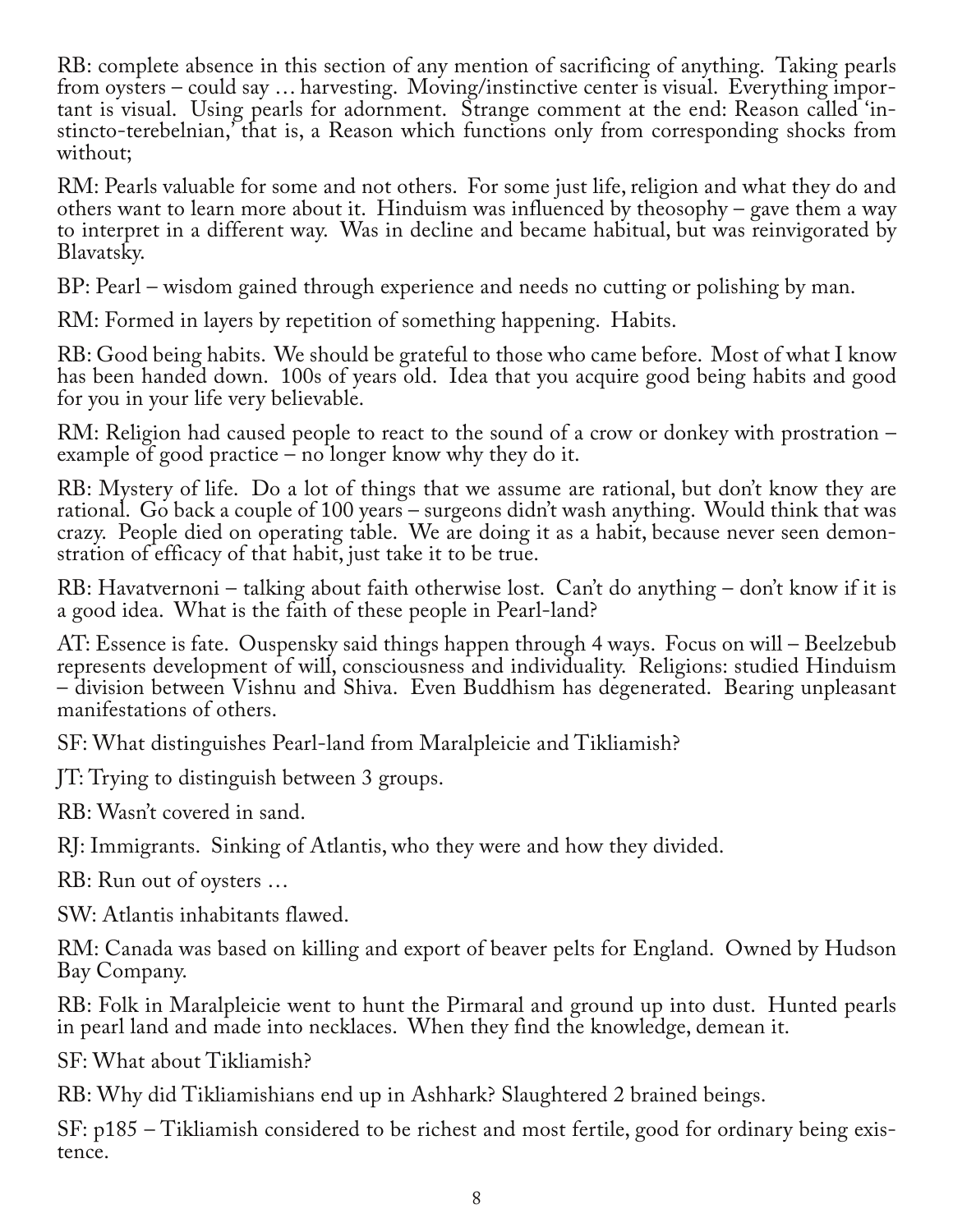RB: complete absence in this section of any mention of sacrificing of anything. Taking pearls from oysters – could say … harvesting. Moving/instinctive center is visual. Everything important is visual. Using pearls for adornment. Strange comment at the end: Reason called 'instincto-terebelnian,' that is, a Reason which functions only from corresponding shocks from without;

RM: Pearls valuable for some and not others. For some just life, religion and what they do and others want to learn more about it. Hinduism was influenced by theosophy – gave them a way to interpret in a different way. Was in decline and became habitual, but was reinvigorated by Blavatsky.

BP: Pearl – wisdom gained through experience and needs no cutting or polishing by man.

RM: Formed in layers by repetition of something happening. Habits.

RB: Good being habits. We should be grateful to those who came before. Most of what I know has been handed down. 100s of years old. Idea that you acquire good being habits and good for you in your life very believable.

RM: Religion had caused people to react to the sound of a crow or donkey with prostration – example of good practice – no longer know why they do it.

RB: Mystery of life. Do a lot of things that we assume are rational, but don't know they are rational. Go back a couple of 100 years – surgeons didn't wash anything. Would think that was crazy. People died on operating table. We are doing it as a habit, because never seen demonstration of efficacy of that habit, just take it to be true.

RB: Havatvernoni – talking about faith otherwise lost. Can't do anything – don't know if it is a good idea. What is the faith of these people in Pearl-land?

AT: Essence is fate. Ouspensky said things happen through 4 ways. Focus on will – Beelzebub represents development of will, consciousness and individuality. Religions: studied Hinduism – division between Vishnu and Shiva. Even Buddhism has degenerated. Bearing unpleasant manifestations of others.

SF: What distinguishes Pearl-land from Maralpleicie and Tikliamish?

JT: Trying to distinguish between 3 groups.

RB: Wasn't covered in sand.

RJ: Immigrants. Sinking of Atlantis, who they were and how they divided.

RB: Run out of oysters …

SW: Atlantis inhabitants flawed.

RM: Canada was based on killing and export of beaver pelts for England. Owned by Hudson Bay Company.

RB: Folk in Maralpleicie went to hunt the Pirmaral and ground up into dust. Hunted pearls in pearl land and made into necklaces. When they find the knowledge, demean it.

SF: What about Tikliamish?

RB: Why did Tikliamishians end up in Ashhark? Slaughtered 2 brained beings.

SF: p185 – Tikliamish considered to be richest and most fertile, good for ordinary being existence.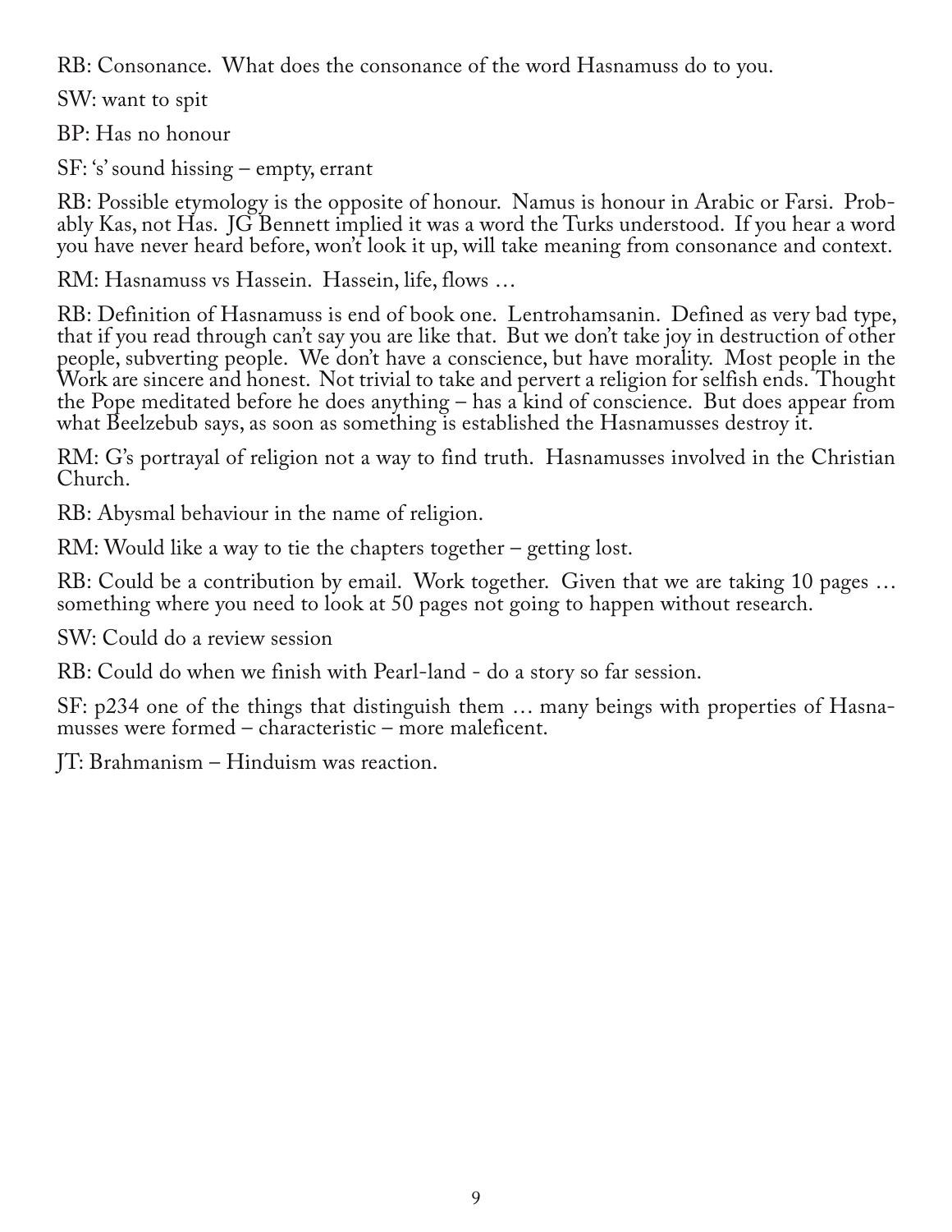RB: Consonance. What does the consonance of the word Hasnamuss do to you.

SW: want to spit

BP: Has no honour

SF: 's' sound hissing – empty, errant

RB: Possible etymology is the opposite of honour. Namus is honour in Arabic or Farsi. Probably Kas, not Has. JG Bennett implied it was a word the Turks understood. If you hear a word you have never heard before, won't look it up, will take meaning from consonance and context.

RM: Hasnamuss vs Hassein. Hassein, life, flows …

RB: Definition of Hasnamuss is end of book one. Lentrohamsanin. Defined as very bad type, that if you read through can't say you are like that. But we don't take joy in destruction of other people, subverting people. We don't have a conscience, but have morality. Most people in the Work are sincere and honest. Not trivial to take and pervert a religion for selfish ends. Thought the Pope meditated before he does anything – has a kind of conscience. But does appear from what Beelzebub says, as soon as something is established the Hasnamusses destroy it.

RM: G's portrayal of religion not a way to find truth. Hasnamusses involved in the Christian Church.

RB: Abysmal behaviour in the name of religion.

RM: Would like a way to tie the chapters together – getting lost.

RB: Could be a contribution by email. Work together. Given that we are taking 10 pages … something where you need to look at 50 pages not going to happen without research.

SW: Could do a review session

RB: Could do when we finish with Pearl-land - do a story so far session.

SF: p234 one of the things that distinguish them … many beings with properties of Hasnamusses were formed – characteristic – more maleficent.

JT: Brahmanism – Hinduism was reaction.